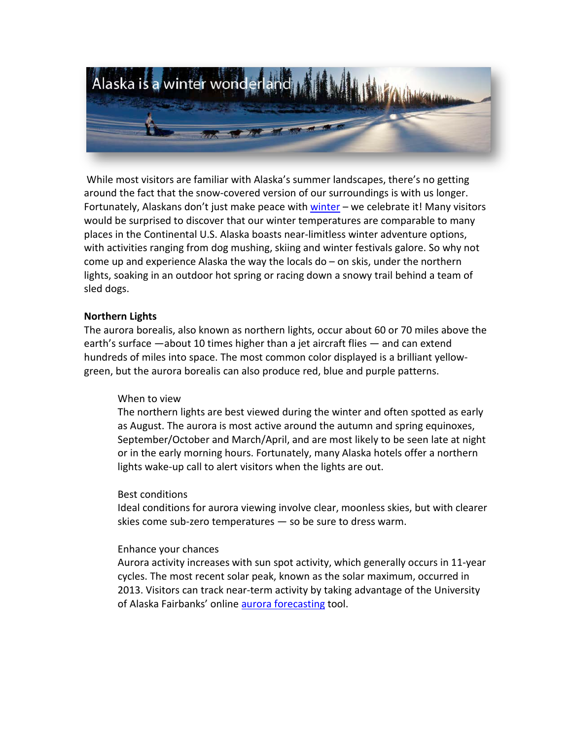# Alaska is a winter wonderland

While most visitors are familiar with Alaska's summer landscapes, there's no getting around the fact that the snow-covered version of our surroundings is with us longer. Fortunately, Alaskans don't just make peace with winter – we celebrate it! Many visitors would be surprised to discover that our winter temperatures are comparable to many places in the Continental U.S. Alaska boasts near-limitless winter adventure options, with activities ranging from dog mushing, skiing and winter festivals galore. So why not come up and experience Alaska the way the locals do – on skis, under the northern lights, soaking in an outdoor hot spring or racing down a snowy trail behind a team of sled dogs.

**Northern Lights**

The aurora borealis, also known as northern lights, occur about 60 or 70 miles above the earth's surface —about 10 times higher than a jet aircraft flies — and can extend hundreds of miles into space. The most common color displayed is a brilliant yellow-green, but the aurora borealis can also produce red, blue and purple patterns.

When to view

The northern lights are best viewed during the winter and often spotted as early as August. The aurora is most active around the autumn and spring equinoxes, September/October and March/April, and are most likely to be seen late at night or in the early morning hours. Fortunately, many Alaska hotels offer a northern lights wake-up call to alert visitors when the lights are out.

Best conditions

Ideal conditions for aurora viewing involve clear, moonless skies, but with clearer skies come sub-zero temperatures — so be sure to dress warm.

Enhance your chances

Aurora activity increases with sun spot activity, which generally occurs in 11-year cycles. The most recent solar peak, known as the solar maximum, occurred in 2013. Visitors can track near-term activity by taking advantage of the University of Alaska Fairbanks' online aurora forecasting tool.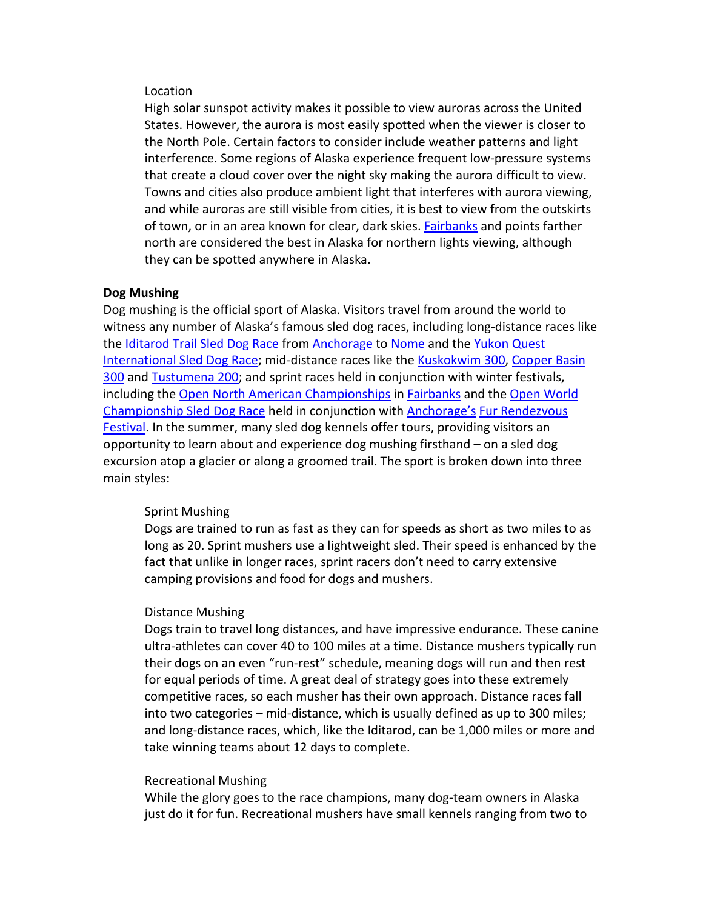Location

High solar sunspot activity makes it possible to view auroras across the United States. However, the aurora is most easily spotted when the viewer is closer to the North Pole. Certain factors to consider include weather patterns and light interference. Some regions of Alaska experience frequent low-pressure systems that create a cloud cover over the night sky making the aurora difficult to view. Towns and cities also produce ambient light that interferes with aurora viewing, and while auroras are still visible from cities, it is best to view from the outskirts of town, or in an area known for clear, dark skies. Fairbanks and points farther north are considered the best in Alaska for northern lights viewing, although they can be spotted anywhere in Alaska.

**Dog Mushing**

Dog mushing is the official sport of Alaska. Visitors travel from around the world to witness any number of Alaska's famous sled dog races, including long-distance races like the Iditarod Trail Sled Dog Race from Anchorage to Nome and the Yukon Quest International Sled Dog Race; mid-distance races like the Kuskokwim 300, Copper Basin 300 and Tustumena 200; and sprint races held in conjunction with winter festivals, including the Open North American Championships in Fairbanks and the Open World Championship Sled Dog Race held in conjunction with Anchorage's Fur Rendezvous Festival. In the summer, many sled dog kennels offer tours, providing visitors an opportunity to learn about and experience dog mushing firsthand – on a sled dog excursion atop a glacier or along a groomed trail. The sport is broken down into three main styles:

Sprint Mushing

Dogs are trained to run as fast as they can for speeds as short as two miles to as long as 20. Sprint mushers use a lightweight sled. Their speed is enhanced by the fact that unlike in longer races, sprint racers don't need to carry extensive camping provisions and food for dogs and mushers.

Distance Mushing

Dogs train to travel long distances, and have impressive endurance. These canine ultra-athletes can cover 40 to 100 miles at a time. Distance mushers typically run their dogs on an even "run-rest" schedule, meaning dogs will run and then rest for equal periods of time. A great deal of strategy goes into these extremely competitive races, so each musher has their own approach. Distance races fall into two categories – mid-distance, which is usually defined as up to 300 miles; and long-distance races, which, like the Iditarod, can be 1,000 miles or more and take winning teams about 12 days to complete.

Recreational Mushing

While the glory goes to the race champions, many dog-team owners in Alaska just do it for fun. Recreational mushers have small kennels ranging from two to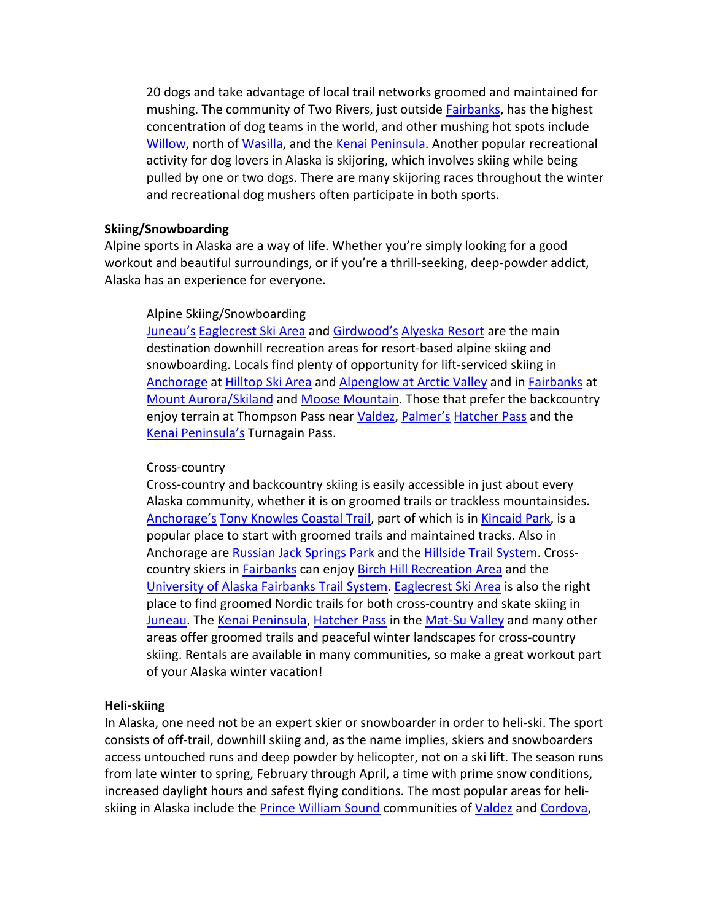20 dogs and take advantage of local trail networks groomed and maintained for mushing. The community of Two Rivers, just outside Fairbanks, has the highest concentration of dog teams in the world, and other mushing hot spots include Willow, north of Wasilla, and the Kenai Peninsula. Another popular recreational activity for dog lovers in Alaska is skijoring, which involves skiing while being pulled by one or two dogs. There are many skijoring races throughout the winter and recreational dog mushers often participate in both sports.

**Skiing/Snowboarding**

Alpine sports in Alaska are a way of life. Whether you're simply looking for a good workout and beautiful surroundings, or if you're a thrill-seeking, deep-powder addict, Alaska has an experience for everyone.

Alpine Skiing/Snowboarding

Juneau's Eaglecrest Ski Area and Girdwood's Alyeska Resort are the main destination downhill recreation areas for resort-based alpine skiing and snowboarding. Locals find plenty of opportunity for lift-serviced skiing in Anchorage at Hilltop Ski Area and Alpenglow at Arctic Valley and in Fairbanks at Mount Aurora/Skiland and Moose Mountain. Those that prefer the backcountry enjoy terrain at Thompson Pass near Valdez, Palmer's Hatcher Pass and the Kenai Peninsula's Turnagain Pass.

Cross-country

Cross-country and backcountry skiing is easily accessible in just about every Alaska community, whether it is on groomed trails or trackless mountainsides. Anchorage's Tony Knowles Coastal Trail, part of which is in Kincaid Park, is a popular place to start with groomed trails and maintained tracks. Also in Anchorage are Russian Jack Springs Park and the Hillside Trail System. Cross-country skiers in Fairbanks can enjoy Birch Hill Recreation Area and the University of Alaska Fairbanks Trail System. Eaglecrest Ski Area is also the right place to find groomed Nordic trails for both cross-country and skate skiing in Juneau. The Kenai Peninsula, Hatcher Pass in the Mat-Su Valley and many other areas offer groomed trails and peaceful winter landscapes for cross-country skiing. Rentals are available in many communities, so make a great workout part of your Alaska winter vacation!

**Heli-skiing**

In Alaska, one need not be an expert skier or snowboarder in order to heli-ski. The sport consists of off-trail, downhill skiing and, as the name implies, skiers and snowboarders access untouched runs and deep powder by helicopter, not on a ski lift. The season runs from late winter to spring, February through April, a time with prime snow conditions, increased daylight hours and safest flying conditions. The most popular areas for heli-skiing in Alaska include the Prince William Sound communities of Valdez and Cordova,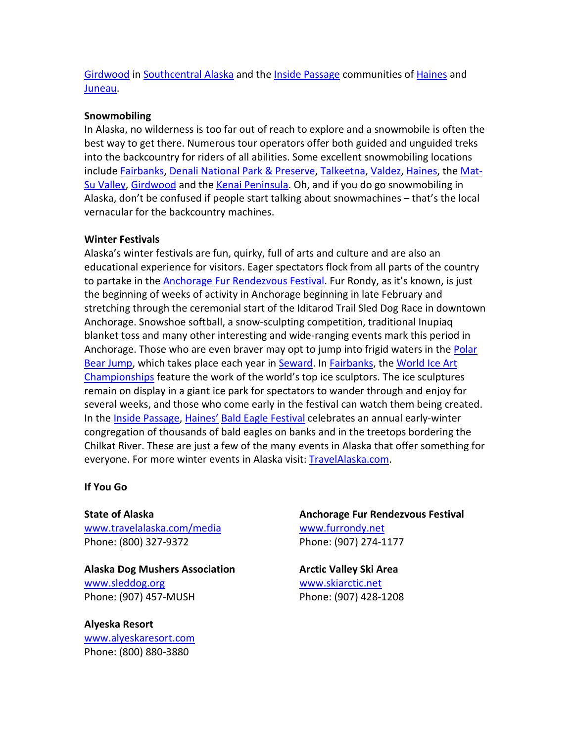Girdwood in Southcentral Alaska and the Inside Passage communities of Haines and Juneau.

**Snowmobiling**

In Alaska, no wilderness is too far out of reach to explore and a snowmobile is often the best way to get there. Numerous tour operators offer both guided and unguided treks into the backcountry for riders of all abilities. Some excellent snowmobiling locations include Fairbanks, Denali National Park & Preserve, Talkeetna, Valdez, Haines, the Mat-Su Valley, Girdwood and the Kenai Peninsula. Oh, and if you do go snowmobiling in Alaska, don't be confused if people start talking about snowmachines – that's the local vernacular for the backcountry machines.

**Winter Festivals**

Alaska's winter festivals are fun, quirky, full of arts and culture and are also an educational experience for visitors. Eager spectators flock from all parts of the country to partake in the Anchorage Fur Rendezvous Festival. Fur Rondy, as it's known, is just the beginning of weeks of activity in Anchorage beginning in late February and stretching through the ceremonial start of the Iditarod Trail Sled Dog Race in downtown Anchorage. Snowshoe softball, a snow-sculpting competition, traditional Inupiaq blanket toss and many other interesting and wide-ranging events mark this period in Anchorage. Those who are even braver may opt to jump into frigid waters in the Polar Bear Jump, which takes place each year in Seward. In Fairbanks, the World Ice Art Championships feature the work of the world's top ice sculptors. The ice sculptures remain on display in a giant ice park for spectators to wander through and enjoy for several weeks, and those who come early in the festival can watch them being created. In the Inside Passage, Haines' Bald Eagle Festival celebrates an annual early-winter congregation of thousands of bald eagles on banks and in the treetops bordering the Chilkat River. These are just a few of the many events in Alaska that offer something for everyone. For more winter events in Alaska visit: TravelAlaska.com.

**If You Go**

**State of Alaska**
www.travelalaska.com/media
Phone: (800) 327-9372

**Alaska Dog Mushers Association**
www.sleddog.org
Phone: (907) 457-MUSH

**Alyeska Resort**
www.alyeskaresort.com
Phone: (800) 880-3880

**Anchorage Fur Rendezvous Festival**
www.furrondy.net
Phone: (907) 274-1177

**Arctic Valley Ski Area**
www.skiarctic.net
Phone: (907) 428-1208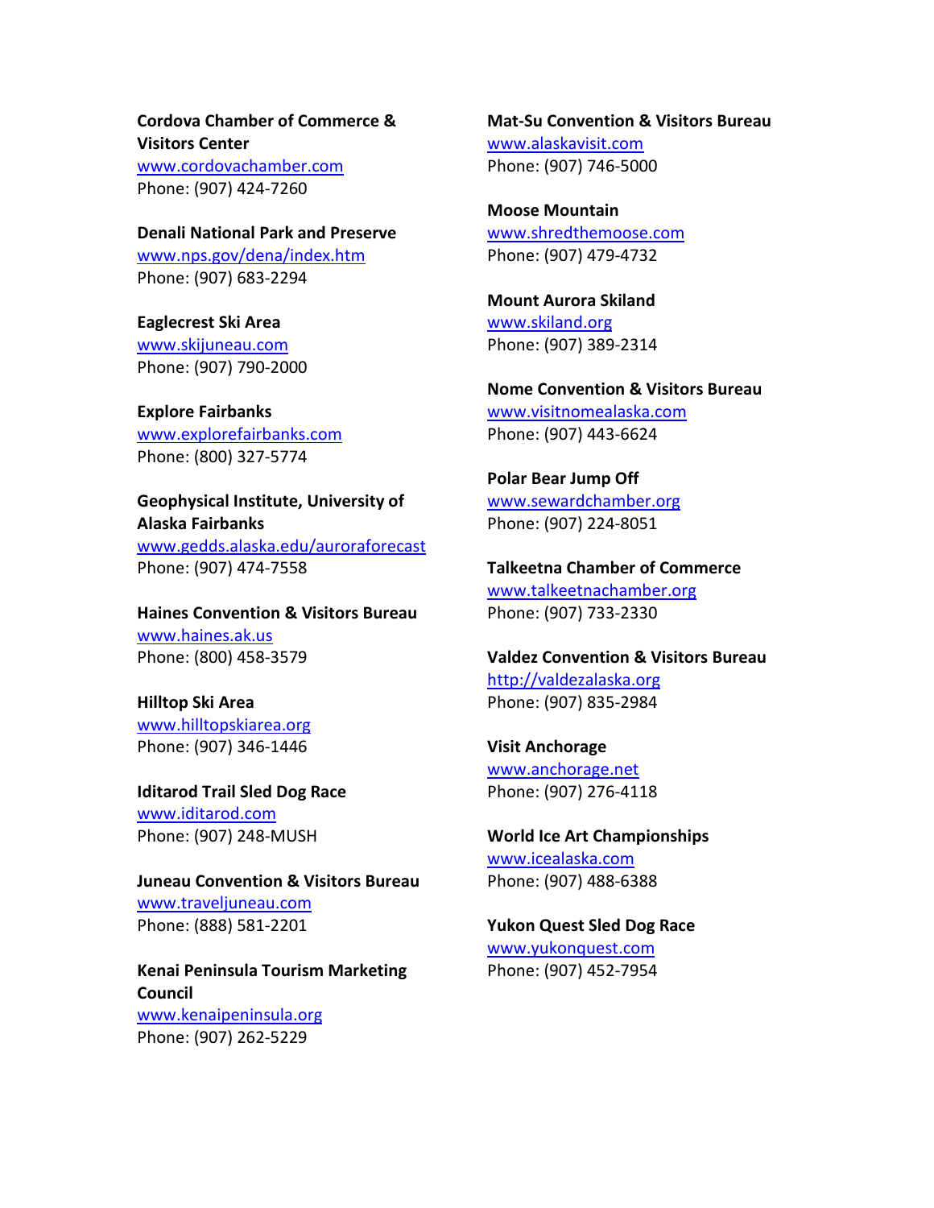**Cordova Chamber of Commerce & Visitors Center**
www.cordovachamber.com
Phone: (907) 424-7260

**Denali National Park and Preserve**
www.nps.gov/dena/index.htm
Phone: (907) 683-2294

**Eaglecrest Ski Area**
www.skijuneau.com
Phone: (907) 790-2000

**Explore Fairbanks**
www.explorefairbanks.com
Phone: (800) 327-5774

**Geophysical Institute, University of Alaska Fairbanks**
www.gedds.alaska.edu/auroraforecast
Phone: (907) 474-7558

**Haines Convention & Visitors Bureau**
www.haines.ak.us
Phone: (800) 458-3579

**Hilltop Ski Area**
www.hilltopskiarea.org
Phone: (907) 346-1446

**Iditarod Trail Sled Dog Race**
www.iditarod.com
Phone: (907) 248-MUSH

**Juneau Convention & Visitors Bureau**
www.traveljuneau.com
Phone: (888) 581-2201

**Kenai Peninsula Tourism Marketing Council**
www.kenaipeninsula.org
Phone: (907) 262-5229

**Mat-Su Convention & Visitors Bureau**
www.alaskavisit.com
Phone: (907) 746-5000

**Moose Mountain**
www.shredthemoose.com
Phone: (907) 479-4732

**Mount Aurora Skiland**
www.skiland.org
Phone: (907) 389-2314

**Nome Convention & Visitors Bureau**
www.visitnomealaska.com
Phone: (907) 443-6624

**Polar Bear Jump Off**
www.sewardchamber.org
Phone: (907) 224-8051

**Talkeetna Chamber of Commerce**
www.talkeetnachamber.org
Phone: (907) 733-2330

**Valdez Convention & Visitors Bureau**
http://valdezalaska.org
Phone: (907) 835-2984

**Visit Anchorage**
www.anchorage.net
Phone: (907) 276-4118

**World Ice Art Championships**
www.icealaska.com
Phone: (907) 488-6388

**Yukon Quest Sled Dog Race**
www.yukonquest.com
Phone: (907) 452-7954